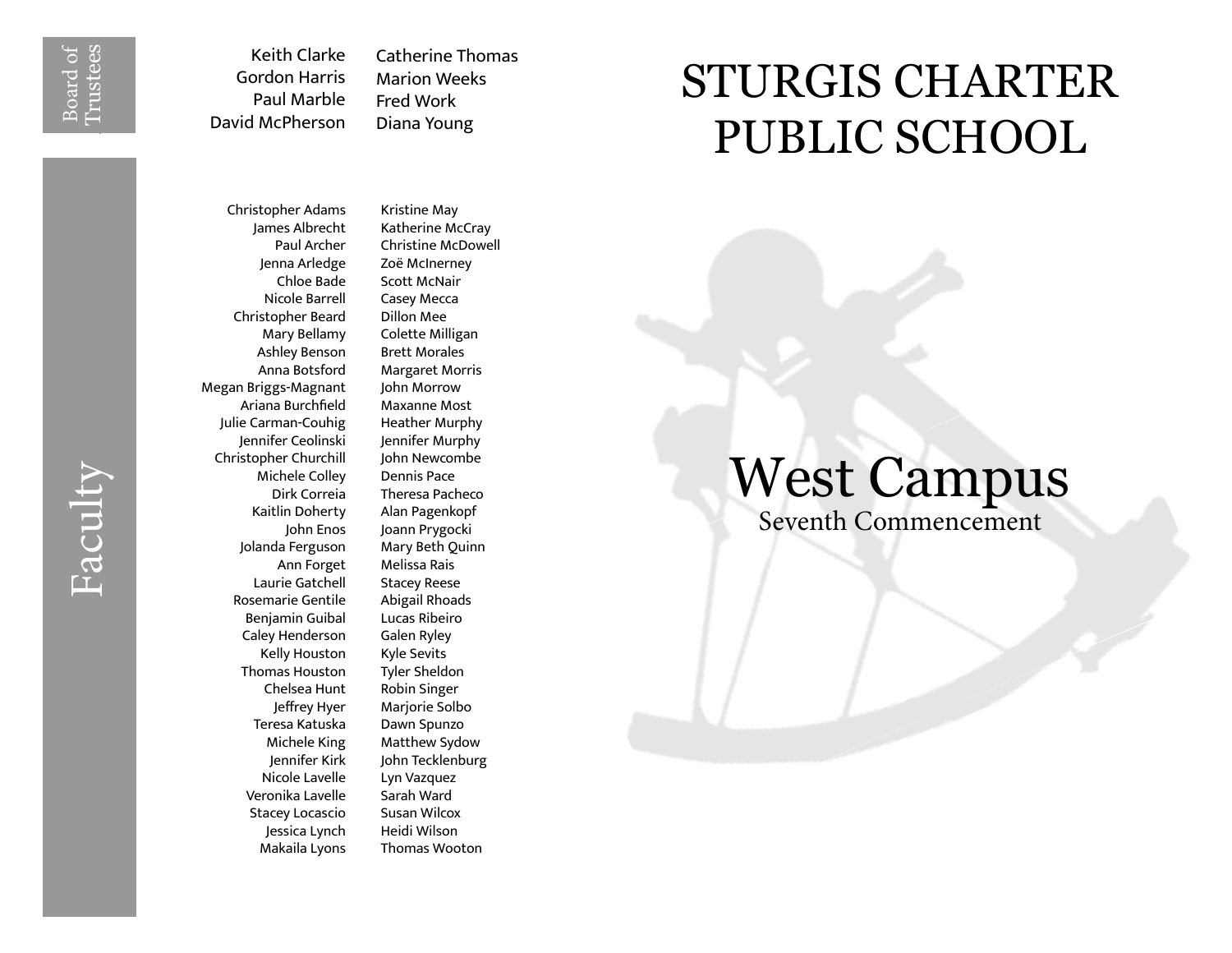# STURGIS CHARTER PUBLIC SCHOOL

## West Campus

Seventh Commencement

## Board of Trustees

Keith Clarke
Gordon Harris
Paul Marble
David McPherson
Catherine Thomas
Marion Weeks
Fred Work
Diana Young

## Faculty

Christopher Adams
James Albrecht
Paul Archer
Jenna Arledge
Chloe Bade
Nicole Barrell
Christopher Beard
Mary Bellamy
Ashley Benson
Anna Botsford
Megan Briggs-Magnant
Ariana Burchfield
Julie Carman-Couhig
Jennifer Ceolinski
Christopher Churchill
Michele Colley
Dirk Correia
Kaitlin Doherty
John Enos
Jolanda Ferguson
Ann Forget
Laurie Gatchell
Rosemarie Gentile
Benjamin Guibal
Caley Henderson
Kelly Houston
Thomas Houston
Chelsea Hunt
Jeffrey Hyer
Teresa Katuska
Michele King
Jennifer Kirk
Nicole Lavelle
Veronika Lavelle
Stacey Locascio
Jessica Lynch
Makaila Lyons
Kristine May
Katherine McCray
Christine McDowell
Zoë McInerney
Scott McNair
Casey Mecca
Dillon Mee
Colette Milligan
Brett Morales
Margaret Morris
John Morrow
Maxanne Most
Heather Murphy
Jennifer Murphy
John Newcombe
Dennis Pace
Theresa Pacheco
Alan Pagenkopf
Joann Prygocki
Mary Beth Quinn
Melissa Rais
Stacey Reese
Abigail Rhoads
Lucas Ribeiro
Galen Ryley
Kyle Sevits
Tyler Sheldon
Robin Singer
Marjorie Solbo
Dawn Spunzo
Matthew Sydow
John Tecklenburg
Lyn Vazquez
Sarah Ward
Susan Wilcox
Heidi Wilson
Thomas Wooton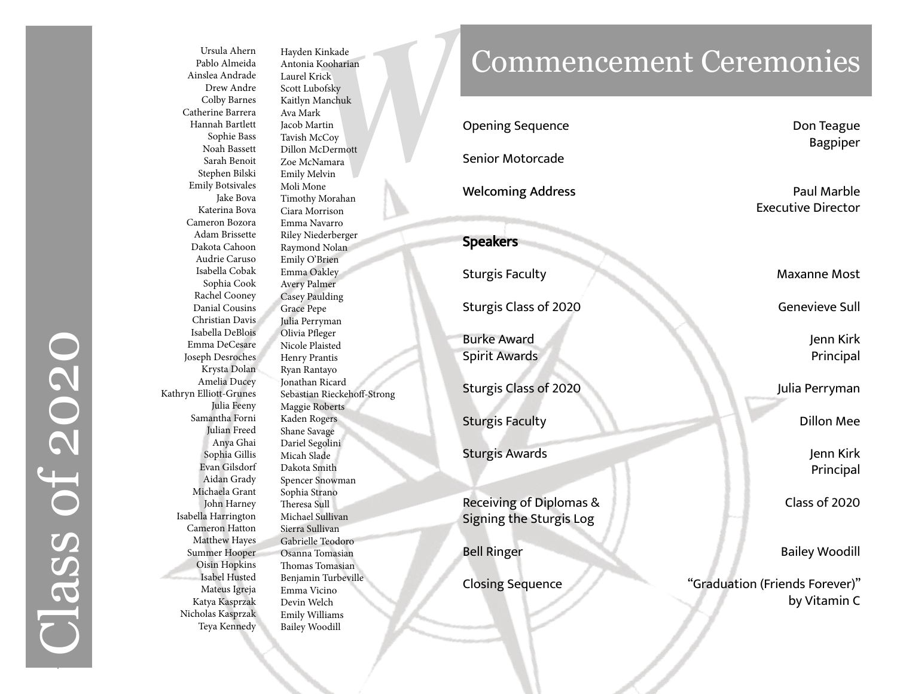# Class of 2020

Ursula Ahern
Pablo Almeida
Ainslea Andrade
Drew Andre
Colby Barnes
Catherine Barrera
Hannah Bartlett
Sophie Bass
Noah Bassett
Sarah Benoit
Stephen Bilski
Emily Botsivales
Jake Bova
Katerina Bova
Cameron Bozora
Adam Brissette
Dakota Cahoon
Audrie Caruso
Isabella Cobak
Sophia Cook
Rachel Cooney
Danial Cousins
Christian Davis
Isabella DeBlois
Emma DeCesare
Joseph Desroches
Krysta Dolan
Amelia Ducey
Kathryn Elliott-Grunes
Julia Feeny
Samantha Forni
Julian Freed
Anya Ghai
Sophia Gillis
Evan Gilsdorf
Aidan Grady
Michaela Grant
John Harney
Isabella Harrington
Cameron Hatton
Matthew Hayes
Summer Hooper
Oisin Hopkins
Isabel Husted
Mateus Igreja
Katya Kasprzak
Nicholas Kasprzak
Teya Kennedy
Hayden Kinkade
Antonia Kooharian
Laurel Krick
Scott Lubofsky
Kaitlyn Manchuk
Ava Mark
Jacob Martin
Tavish McCoy
Dillon McDermott
Zoe McNamara
Emily Melvin
Moli Mone
Timothy Morahan
Ciara Morrison
Emma Navarro
Riley Niederberger
Raymond Nolan
Emily O'Brien
Emma Oakley
Avery Palmer
Casey Paulding
Grace Pepe
Julia Perryman
Olivia Pfleger
Nicole Plaisted
Henry Prantis
Ryan Rantayo
Jonathan Ricard
Sebastian Rieckehoff-Strong
Maggie Roberts
Kaden Rogers
Shane Savage
Dariel Segolini
Micah Slade
Dakota Smith
Spencer Snowman
Sophia Strano
Theresa Sull
Michael Sullivan
Sierra Sullivan
Gabrielle Teodoro
Osanna Tomasian
Thomas Tomasian
Benjamin Turbeville
Emma Vicino
Devin Welch
Emily Williams
Bailey Woodill

# Commencement Ceremonies

| | |
|---|---|
| Opening Sequence | Don Teague<br>Bagpiper |
| Senior Motorcade | |
| Welcoming Address | Paul Marble<br>Executive Director |

**Speakers**

| | |
|---|---|
| Sturgis Faculty | Maxanne Most |
| Sturgis Class of 2020 | Genevieve Sull |
| Burke Award<br>Spirit Awards | Jenn Kirk<br>Principal |
| Sturgis Class of 2020 | Julia Perryman |
| Sturgis Faculty | Dillon Mee |
| Sturgis Awards | Jenn Kirk<br>Principal |
| Receiving of Diplomas &<br>Signing the Sturgis Log | Class of 2020 |
| Bell Ringer | Bailey Woodill |
| Closing Sequence | "Graduation (Friends Forever)"<br>by Vitamin C |